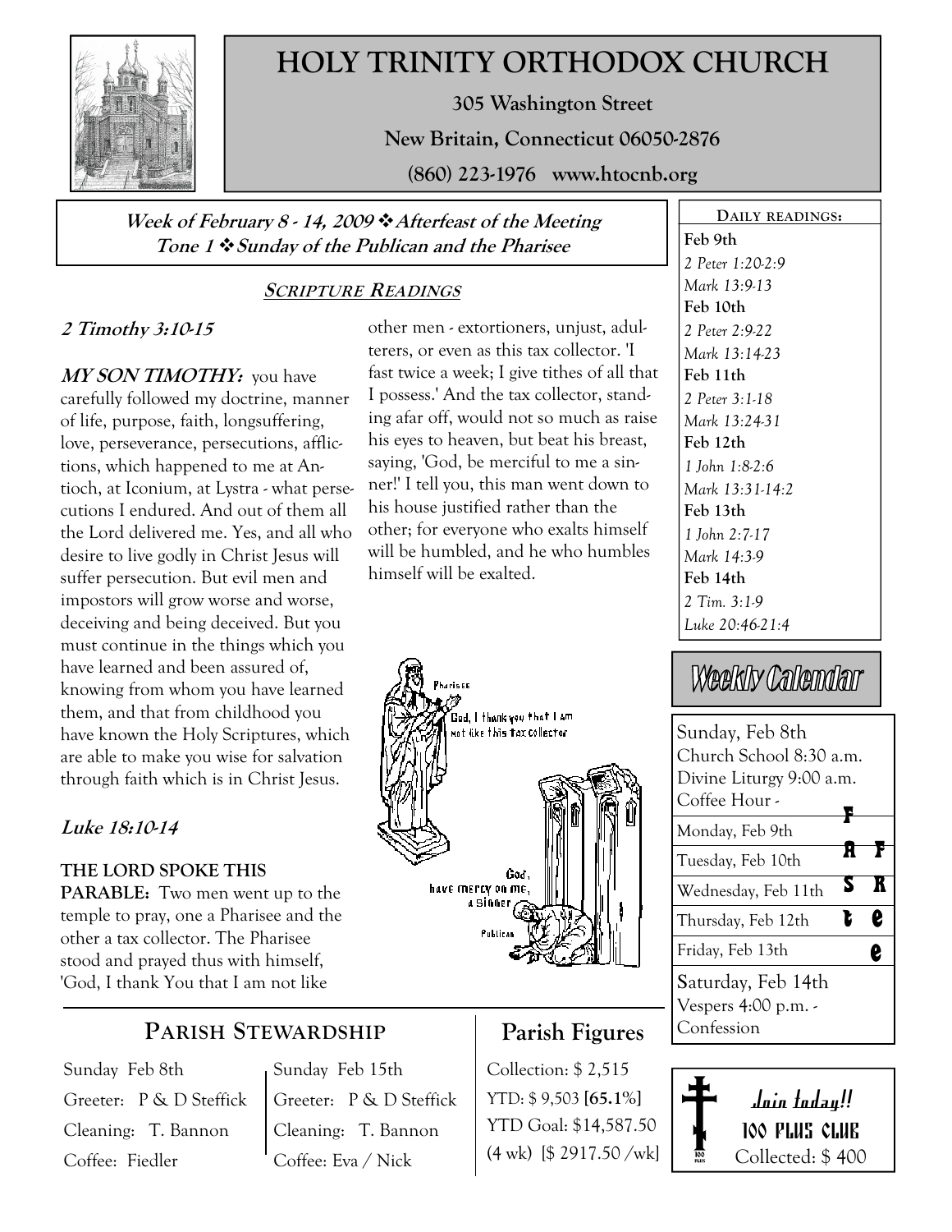# HOLY TRINITY ORTHODOX CHURCH

**305 Washington Street**

**New Britain, Connecticut 06050-2876**

**(860) 223-1976 www.htocnb.org**

***Week of February 8 - 14, 2009 ❖ Afterfeast of the Meeting***
***Tone 1 ❖ Sunday of the Publican and the Pharisee***

## SCRIPTURE READINGS

### 2 Timothy 3:10-15

**MY SON TIMOTHY:** you have carefully followed my doctrine, manner of life, purpose, faith, longsuffering, love, perseverance, persecutions, afflictions, which happened to me at Antioch, at Iconium, at Lystra - what persecutions I endured. And out of them all the Lord delivered me. Yes, and all who desire to live godly in Christ Jesus will suffer persecution. But evil men and impostors will grow worse and worse, deceiving and being deceived. But you must continue in the things which you have learned and been assured of, knowing from whom you have learned them, and that from childhood you have known the Holy Scriptures, which are able to make you wise for salvation through faith which is in Christ Jesus.

### Luke 18:10-14

**THE LORD SPOKE THIS PARABLE:** Two men went up to the temple to pray, one a Pharisee and the other a tax collector. The Pharisee stood and prayed thus with himself, 'God, I thank You that I am not like other men - extortioners, unjust, adulterers, or even as this tax collector. 'I fast twice a week; I give tithes of all that I possess.' And the tax collector, standing afar off, would not so much as raise his eyes to heaven, but beat his breast, saying, 'God, be merciful to me a sinner!' I tell you, this man went down to his house justified rather than the other; for everyone who exalts himself will be humbled, and he who humbles himself will be exalted.

**DAILY READINGS:**

**Feb 9th**
*2 Peter 1:20-2:9*
*Mark 13:9-13*

**Feb 10th**
*2 Peter 2:9-22*
*Mark 13:14-23*

**Feb 11th**
*2 Peter 3:1-18*
*Mark 13:24-31*

**Feb 12th**
*1 John 1:8-2:6*
*Mark 13:31-14:2*

**Feb 13th**
*1 John 2:7-17*
*Mark 14:3-9*

**Feb 14th**
*2 Tim. 3:1-9*
*Luke 20:46-21:4*

## Weekly Calendar

Sunday, Feb 8th
Church School 8:30 a.m.
Divine Liturgy 9:00 a.m.
Coffee Hour -

Monday, Feb 9th

Tuesday, Feb 10th

Wednesday, Feb 11th

Thursday, Feb 12th

Friday, Feb 13th

Fast Free

Saturday, Feb 14th
Vespers 4:00 p.m. - Confession

## PARISH STEWARDSHIP

| Sunday Feb 8th | Sunday Feb 15th |
|---|---|
| Greeter: P & D Steffick | Greeter: P & D Steffick |
| Cleaning: T. Bannon | Cleaning: T. Bannon |
| Coffee: Fiedler | Coffee: Eva / Nick |

## Parish Figures

Collection: $ 2,515
YTD: $ 9,503 **[65.1%]**
YTD Goal: $14,587.50
(4 wk) [$ 2917.50 /wk]

***Join today!!***
**100 PLUS CLUB**
Collected: $ 400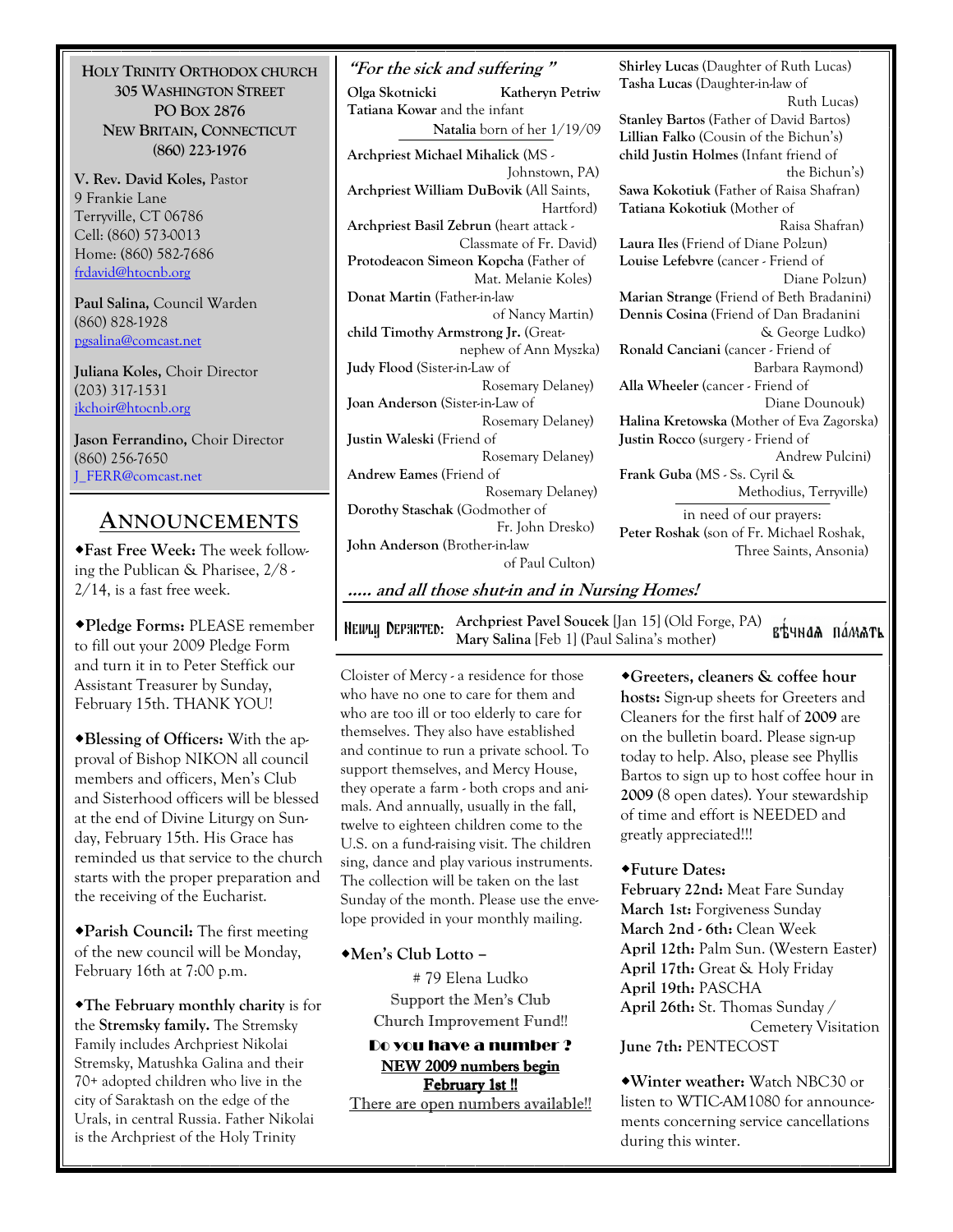**HOLY TRINITY ORTHODOX CHURCH**
**305 WASHINGTON STREET**
**PO BOX 2876**
**NEW BRITAIN, CONNECTICUT**
**(860) 223-1976**

**V. Rev. David Koles,** Pastor
9 Frankie Lane
Terryville, CT 06786
Cell: (860) 573-0013
Home: (860) 582-7686
frdavid@htocnb.org

**Paul Salina,** Council Warden
(860) 828-1928
pgsalina@comcast.net

**Juliana Koles,** Choir Director
(203) 317-1531
jkchoir@htocnb.org

**Jason Ferrandino,** Choir Director
(860) 256-7650
J_FERR@comcast.net

## ANNOUNCEMENTS

◆**Fast Free Week:** The week following the Publican & Pharisee, 2/8 - 2/14, is a fast free week.

◆**Pledge Forms:** PLEASE remember to fill out your 2009 Pledge Form and turn it in to Peter Steffick our Assistant Treasurer by Sunday, February 15th. THANK YOU!

◆**Blessing of Officers:** With the approval of Bishop NIKON all council members and officers, Men's Club and Sisterhood officers will be blessed at the end of Divine Liturgy on Sunday, February 15th. His Grace has reminded us that service to the church starts with the proper preparation and the receiving of the Eucharist.

◆**Parish Council:** The first meeting of the new council will be Monday, February 16th at 7:00 p.m.

◆**The February monthly charity** is for the **Stremsky family.** The Stremsky Family includes Archpriest Nikolai Stremsky, Matushka Galina and their 70+ adopted children who live in the city of Saraktash on the edge of the Urals, in central Russia. Father Nikolai is the Archpriest of the Holy Trinity Cloister of Mercy - a residence for those who have no one to care for them and who are too ill or too elderly to care for themselves. They also have established and continue to run a private school. To support themselves, and Mercy House, they operate a farm - both crops and animals. And annually, usually in the fall, twelve to eighteen children come to the U.S. on a fund-raising visit. The children sing, dance and play various instruments. The collection will be taken on the last Sunday of the month. Please use the envelope provided in your monthly mailing.

### *"For the sick and suffering"*

**Olga Skotnicki**
**Katheryn Petriw**
**Tatiana Kowar** and the infant **Natalia** born of her 1/19/09
**Archpriest Michael Mihalick** (MS - Johnstown, PA)
**Archpriest William DuBovik** (All Saints, Hartford)
**Archpriest Basil Zebrun** (heart attack - Classmate of Fr. David)
**Protodeacon Simeon Kopcha** (Father of Mat. Melanie Koles)
**Donat Martin** (Father-in-law of Nancy Martin)
**child Timothy Armstrong Jr.** (Great-nephew of Ann Myszka)
**Judy Flood** (Sister-in-Law of Rosemary Delaney)
**Joan Anderson** (Sister-in-Law of Rosemary Delaney)
**Justin Waleski** (Friend of Rosemary Delaney)
**Andrew Eames** (Friend of Rosemary Delaney)
**Dorothy Staschak** (Godmother of Fr. John Dresko)
**John Anderson** (Brother-in-law of Paul Culton)
**Shirley Lucas** (Daughter of Ruth Lucas)
**Tasha Lucas** (Daughter-in-law of Ruth Lucas)
**Stanley Bartos** (Father of David Bartos)
**Lillian Falko** (Cousin of the Bichun's)
**child Justin Holmes** (Infant friend of the Bichun's)
**Sawa Kokotiuk** (Father of Raisa Shafran)
**Tatiana Kokotiuk** (Mother of Raisa Shafran)
**Laura Iles** (Friend of Diane Polzun)
**Louise Lefebvre** (cancer - Friend of Diane Polzun)
**Marian Strange** (Friend of Beth Bradanini)
**Dennis Cosina** (Friend of Dan Bradanini & George Ludko)
**Ronald Canciani** (cancer - Friend of Barbara Raymond)
**Alla Wheeler** (cancer - Friend of Diane Dounouk)
**Halina Kretowska** (Mother of Eva Zagorska)
**Justin Rocco** (surgery - Friend of Andrew Pulcini)
**Frank Guba** (MS - Ss. Cyril & Methodius, Terryville)

in need of our prayers:
**Peter Roshak** (son of Fr. Michael Roshak, Three Saints, Ansonia)

***..... and all those shut-in and in Nursing Homes!***

**NEWLY DEPARTED:** **Archpriest Pavel Soucek** [Jan 15] (Old Forge, PA)
**Mary Salina** [Feb 1] (Paul Salina's mother)
ВѢЧНАѦ ПАМѦТЬ

◆**Men's Club Lotto –**

\# 79 Elena Ludko
Support the Men's Club
Church Improvement Fund!!

**Do you have a number ?**
**NEW 2009 numbers begin February 1st !!**
There are open numbers available!!

◆**Greeters, cleaners & coffee hour hosts:** Sign-up sheets for Greeters and Cleaners for the first half of **2009** are on the bulletin board. Please sign-up today to help. Also, please see Phyllis Bartos to sign up to host coffee hour in **2009** (8 open dates). Your stewardship of time and effort is NEEDED and greatly appreciated!!!

◆**Future Dates:**
**February 22nd:** Meat Fare Sunday
**March 1st:** Forgiveness Sunday
**March 2nd - 6th:** Clean Week
**April 12th:** Palm Sun. (Western Easter)
**April 17th:** Great & Holy Friday
**April 19th:** PASCHA
**April 26th:** St. Thomas Sunday / Cemetery Visitation
**June 7th:** PENTECOST

◆**Winter weather:** Watch NBC30 or listen to WTIC-AM1080 for announcements concerning service cancellations during this winter.